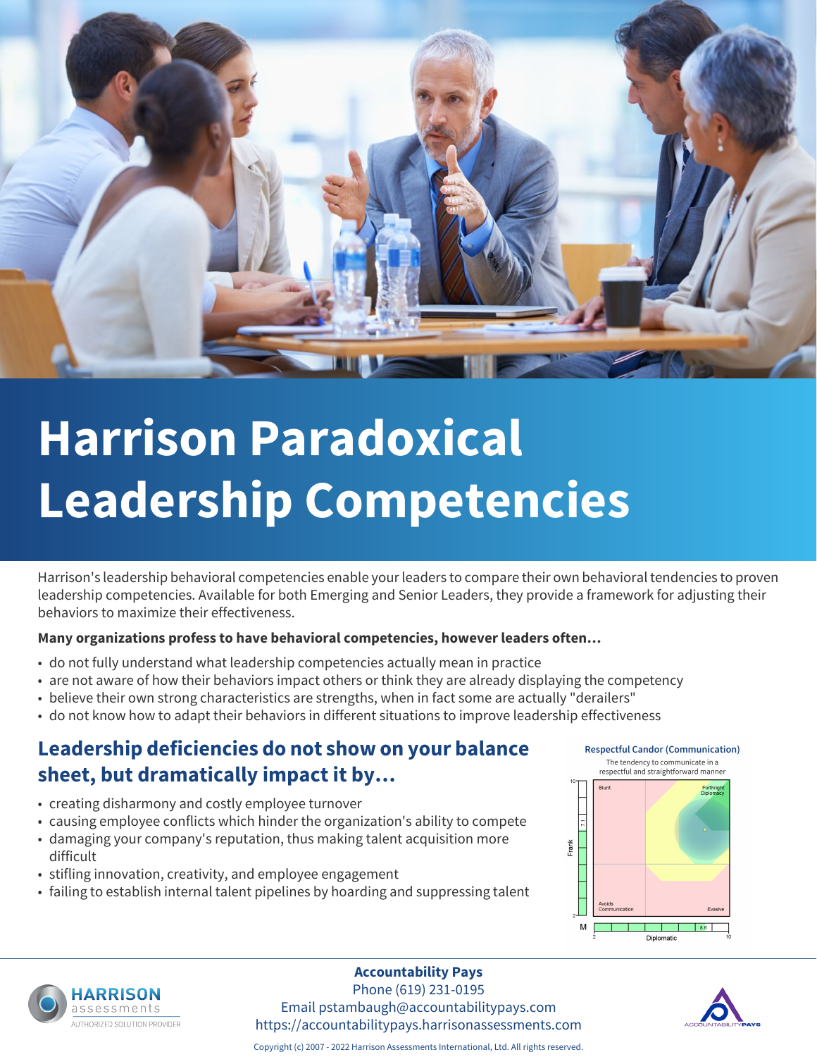# Harrison Paradoxical Leadership Competencies

Harrison's leadership behavioral competencies enable your leaders to compare their own behavioral tendencies to proven leadership competencies. Available for both Emerging and Senior Leaders, they provide a framework for adjusting their behaviors to maximize their effectiveness.

**Many organizations profess to have behavioral competencies, however leaders often...**

- do not fully understand what leadership competencies actually mean in practice
- are not aware of how their behaviors impact others or think they are already displaying the competency
- believe their own strong characteristics are strengths, when in fact some are actually "derailers"
- do not know how to adapt their behaviors in different situations to improve leadership effectiveness

## Leadership deficiencies do not show on your balance sheet, but dramatically impact it by...

- creating disharmony and costly employee turnover
- causing employee conflicts which hinder the organization's ability to compete
- damaging your company's reputation, thus making talent acquisition more difficult
- stifling innovation, creativity, and employee engagement
- failing to establish internal talent pipelines by hoarding and suppressing talent

**Respectful Candor (Communication)**

The tendency to communicate in a respectful and straightforward manner

Blunt | Forthright Diplomacy | Avoids Communication | Evasive

Frank: 7.1 | Diplomatic: 8.6

**Accountability Pays**
Phone (619) 231-0195
Email pstambaugh@accountabilitypays.com
https://accountabilitypays.harrisonassessments.com

HARRISON assessments — AUTHORIZED SOLUTION PROVIDER

Copyright (c) 2007 - 2022 Harrison Assessments International, Ltd. All rights reserved.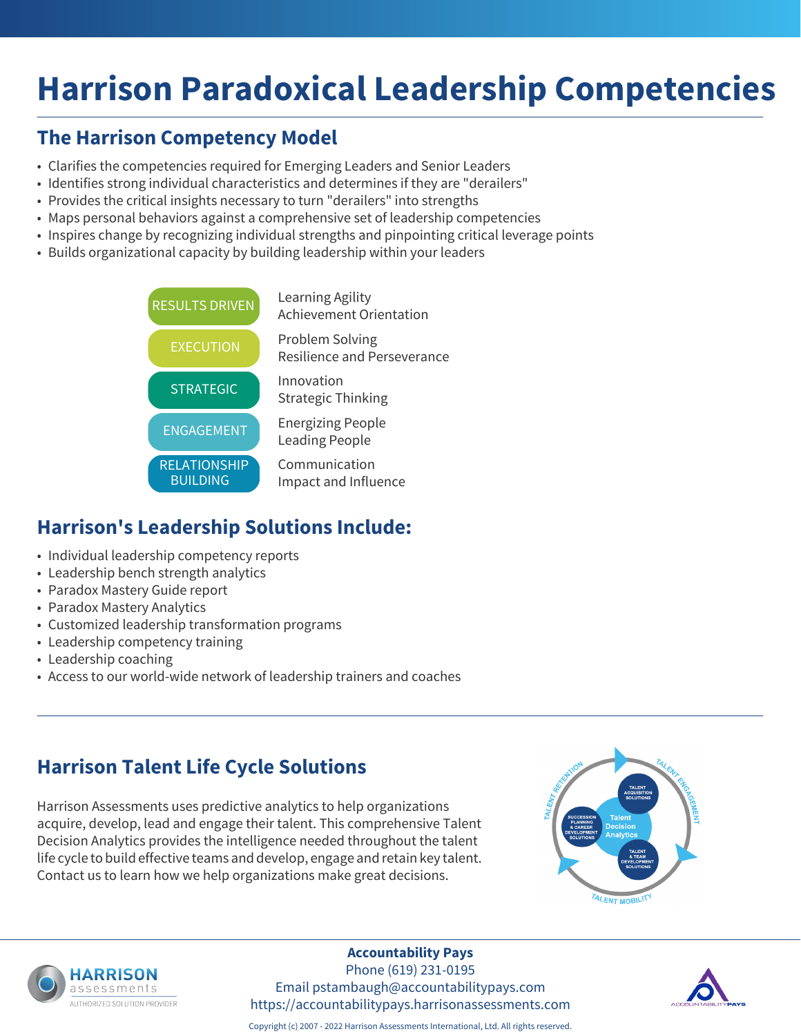# Harrison Paradoxical Leadership Competencies

## The Harrison Competency Model

- Clarifies the competencies required for Emerging Leaders and Senior Leaders
- Identifies strong individual characteristics and determines if they are "derailers"
- Provides the critical insights necessary to turn "derailers" into strengths
- Maps personal behaviors against a comprehensive set of leadership competencies
- Inspires change by recognizing individual strengths and pinpointing critical leverage points
- Builds organizational capacity by building leadership within your leaders

| | |
|---|---|
| RESULTS DRIVEN | Learning Agility<br>Achievement Orientation |
| EXECUTION | Problem Solving<br>Resilience and Perseverance |
| STRATEGIC | Innovation<br>Strategic Thinking |
| ENGAGEMENT | Energizing People<br>Leading People |
| RELATIONSHIP BUILDING | Communication<br>Impact and Influence |

## Harrison's Leadership Solutions Include:

- Individual leadership competency reports
- Leadership bench strength analytics
- Paradox Mastery Guide report
- Paradox Mastery Analytics
- Customized leadership transformation programs
- Leadership competency training
- Leadership coaching
- Access to our world-wide network of leadership trainers and coaches

## Harrison Talent Life Cycle Solutions

Harrison Assessments uses predictive analytics to help organizations acquire, develop, lead and engage their talent. This comprehensive Talent Decision Analytics provides the intelligence needed throughout the talent life cycle to build effective teams and develop, engage and retain key talent. Contact us to learn how we help organizations make great decisions.

TALENT RETENTION
TALENT ENGAGEMENT
TALENT MOBILITY
Talent Decision Analytics
TALENT ACQUISITION SOLUTIONS
SUCCESSION PLANNING & CAREER DEVELOPMENT SOLUTIONS
TALENT & TEAM DEVELOPMENT SOLUTIONS

HARRISON assessments
AUTHORIZED SOLUTION PROVIDER

**Accountability Pays**
Phone (619) 231-0195
Email pstambaugh@accountabilitypays.com
https://accountabilitypays.harrisonassessments.com

ACCOUNTABILITYPAYS

Copyright (c) 2007 - 2022 Harrison Assessments International, Ltd. All rights reserved.